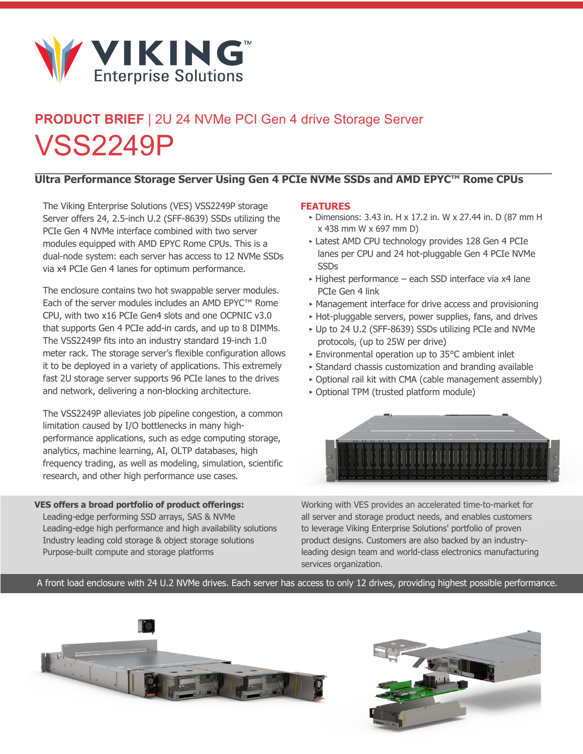VIKING™ Enterprise Solutions

# PRODUCT BRIEF | 2U 24 NVMe PCI Gen 4 drive Storage Server

# VSS2249P

## Ultra Performance Storage Server Using Gen 4 PCIe NVMe SSDs and AMD EPYC™ Rome CPUs

The Viking Enterprise Solutions (VES) VSS2249P storage Server offers 24, 2.5-inch U.2 (SFF-8639) SSDs utilizing the PCIe Gen 4 NVMe interface combined with two server modules equipped with AMD EPYC Rome CPUs. This is a dual-node system: each server has access to 12 NVMe SSDs via x4 PCIe Gen 4 lanes for optimum performance.

The enclosure contains two hot swappable server modules. Each of the server modules includes an AMD EPYC™ Rome CPU, with two x16 PCIe Gen4 slots and one OCPNIC v3.0 that supports Gen 4 PCIe add-in cards, and up to 8 DIMMs. The VSS2249P fits into an industry standard 19-inch 1.0 meter rack. The storage server's flexible configuration allows it to be deployed in a variety of applications. This extremely fast 2U storage server supports 96 PCIe lanes to the drives and network, delivering a non-blocking architecture.

The VSS2249P alleviates job pipeline congestion, a common limitation caused by I/O bottlenecks in many high-performance applications, such as edge computing storage, analytics, machine learning, AI, OLTP databases, high frequency trading, as well as modeling, simulation, scientific research, and other high performance use cases.

### FEATURES

- Dimensions: 3.43 in. H x 17.2 in. W x 27.44 in. D (87 mm H x 438 mm W x 697 mm D)
- Latest AMD CPU technology provides 128 Gen 4 PCIe lanes per CPU and 24 hot-pluggable Gen 4 PCIe NVMe SSDs
- Highest performance – each SSD interface via x4 lane PCIe Gen 4 link
- Management interface for drive access and provisioning
- Hot-pluggable servers, power supplies, fans, and drives
- Up to 24 U.2 (SFF-8639) SSDs utilizing PCIe and NVMe protocols, (up to 25W per drive)
- Environmental operation up to 35°C ambient inlet
- Standard chassis customization and branding available
- Optional rail kit with CMA (cable management assembly)
- Optional TPM (trusted platform module)

**VES offers a broad portfolio of product offerings:**

Leading-edge performing SSD arrays, SAS & NVMe
Leading-edge high performance and high availability solutions
Industry leading cold storage & object storage solutions
Purpose-built compute and storage platforms

Working with VES provides an accelerated time-to-market for all server and storage product needs, and enables customers to leverage Viking Enterprise Solutions' portfolio of proven product designs. Customers are also backed by an industry-leading design team and world-class electronics manufacturing services organization.

A front load enclosure with 24 U.2 NVMe drives. Each server has access to only 12 drives, providing highest possible performance.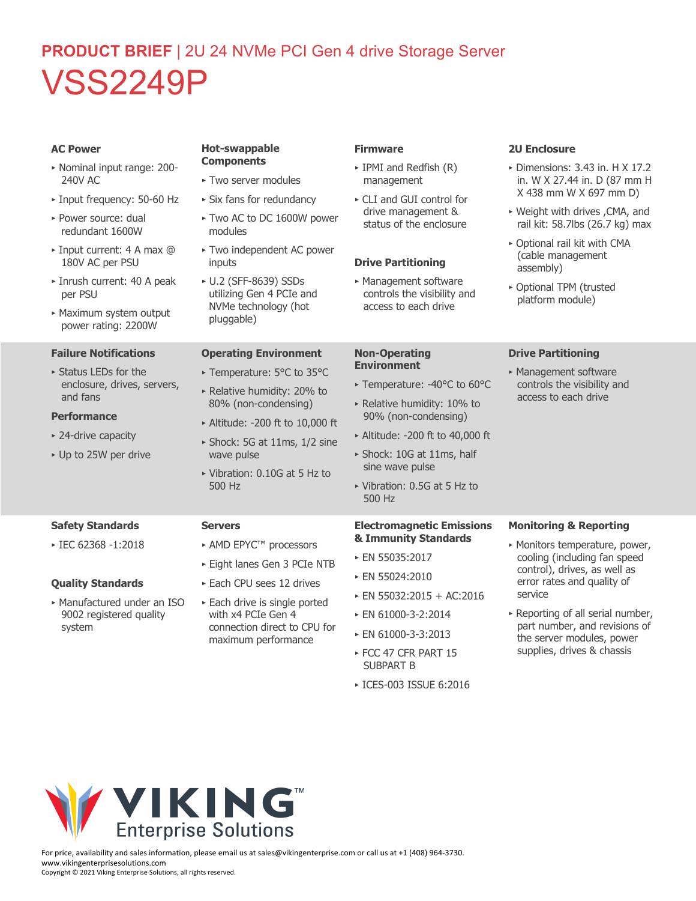# PRODUCT BRIEF | 2U 24 NVMe PCI Gen 4 drive Storage Server

# VSS2249P

### AC Power

- Nominal input range: 200-240V AC
- Input frequency: 50-60 Hz
- Power source: dual redundant 1600W
- Input current: 4 A max @ 180V AC per PSU
- Inrush current: 40 A peak per PSU
- Maximum system output power rating: 2200W

### Hot-swappable Components

- Two server modules
- Six fans for redundancy
- Two AC to DC 1600W power modules
- Two independent AC power inputs
- U.2 (SFF-8639) SSDs utilizing Gen 4 PCIe and NVMe technology (hot pluggable)

### Firmware

- IPMI and Redfish (R) management
- CLI and GUI control for drive management & status of the enclosure

### Drive Partitioning

- Management software controls the visibility and access to each drive

### 2U Enclosure

- Dimensions: 3.43 in. H X 17.2 in. W X 27.44 in. D (87 mm H X 438 mm W X 697 mm D)
- Weight with drives ,CMA, and rail kit: 58.7lbs (26.7 kg) max
- Optional rail kit with CMA (cable management assembly)
- Optional TPM (trusted platform module)

### Failure Notifications

- Status LEDs for the enclosure, drives, servers, and fans

### Performance

- 24-drive capacity
- Up to 25W per drive

### Operating Environment

- Temperature: 5°C to 35°C
- Relative humidity: 20% to 80% (non-condensing)
- Altitude: -200 ft to 10,000 ft
- Shock: 5G at 11ms, 1/2 sine wave pulse
- Vibration: 0.10G at 5 Hz to 500 Hz

### Non-Operating Environment

- Temperature: -40°C to 60°C
- Relative humidity: 10% to 90% (non-condensing)
- Altitude: -200 ft to 40,000 ft
- Shock: 10G at 11ms, half sine wave pulse
- Vibration: 0.5G at 5 Hz to 500 Hz

### Drive Partitioning

- Management software controls the visibility and access to each drive

### Safety Standards

- IEC 62368 -1:2018

### Quality Standards

- Manufactured under an ISO 9002 registered quality system

### Servers

- AMD EPYC™ processors
- Eight lanes Gen 3 PCIe NTB
- Each CPU sees 12 drives
- Each drive is single ported with x4 PCIe Gen 4 connection direct to CPU for maximum performance

### Electromagnetic Emissions & Immunity Standards

- EN 55035:2017
- EN 55024:2010
- EN 55032:2015 + AC:2016
- EN 61000-3-2:2014
- EN 61000-3-3:2013
- FCC 47 CFR PART 15 SUBPART B
- ICES-003 ISSUE 6:2016

### Monitoring & Reporting

- Monitors temperature, power, cooling (including fan speed control), drives, as well as error rates and quality of service
- Reporting of all serial number, part number, and revisions of the server modules, power supplies, drives & chassis

VIKING™ Enterprise Solutions

For price, availability and sales information, please email us at sales@vikingenterprise.com or call us at +1 (408) 964-3730.
www.vikingenterprisesolutions.com
Copyright © 2021 Viking Enterprise Solutions, all rights reserved.